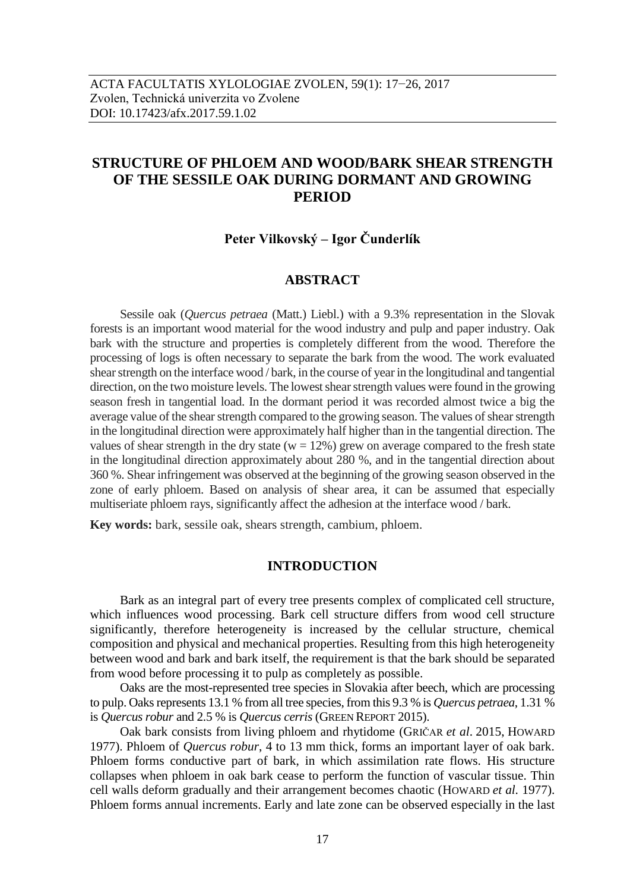ACTA FACULTATIS XYLOLOGIAE ZVOLEN, 59(1): 17−26, 2017
Zvolen, Technická univerzita vo Zvolene
DOI: 10.17423/afx.2017.59.1.02

# STRUCTURE OF PHLOEM AND WOOD/BARK SHEAR STRENGTH OF THE SESSILE OAK DURING DORMANT AND GROWING PERIOD

**Peter Vilkovský – Igor Čunderlík**

## ABSTRACT

Sessile oak (*Quercus petraea* (Matt.) Liebl.) with a 9.3% representation in the Slovak forests is an important wood material for the wood industry and pulp and paper industry. Oak bark with the structure and properties is completely different from the wood. Therefore the processing of logs is often necessary to separate the bark from the wood. The work evaluated shear strength on the interface wood / bark, in the course of year in the longitudinal and tangential direction, on the two moisture levels. The lowest shear strength values were found in the growing season fresh in tangential load. In the dormant period it was recorded almost twice a big the average value of the shear strength compared to the growing season. The values of shear strength in the longitudinal direction were approximately half higher than in the tangential direction. The values of shear strength in the dry state (w = 12%) grew on average compared to the fresh state in the longitudinal direction approximately about 280 %, and in the tangential direction about 360 %. Shear infringement was observed at the beginning of the growing season observed in the zone of early phloem. Based on analysis of shear area, it can be assumed that especially multiseriate phloem rays, significantly affect the adhesion at the interface wood / bark.

**Key words:** bark, sessile oak, shears strength, cambium, phloem.

## INTRODUCTION

Bark as an integral part of every tree presents complex of complicated cell structure, which influences wood processing. Bark cell structure differs from wood cell structure significantly, therefore heterogeneity is increased by the cellular structure, chemical composition and physical and mechanical properties. Resulting from this high heterogeneity between wood and bark and bark itself, the requirement is that the bark should be separated from wood before processing it to pulp as completely as possible.

Oaks are the most-represented tree species in Slovakia after beech, which are processing to pulp. Oaks represents 13.1 % from all tree species, from this 9.3 % is *Quercus petraea*, 1.31 % is *Quercus robur* and 2.5 % is *Quercus cerris* (GREEN REPORT 2015).

Oak bark consists from living phloem and rhytidome (GRIČAR *et al*. 2015, HOWARD 1977). Phloem of *Quercus robur*, 4 to 13 mm thick, forms an important layer of oak bark. Phloem forms conductive part of bark, in which assimilation rate flows. His structure collapses when phloem in oak bark cease to perform the function of vascular tissue. Thin cell walls deform gradually and their arrangement becomes chaotic (HOWARD *et al.* 1977). Phloem forms annual increments. Early and late zone can be observed especially in the last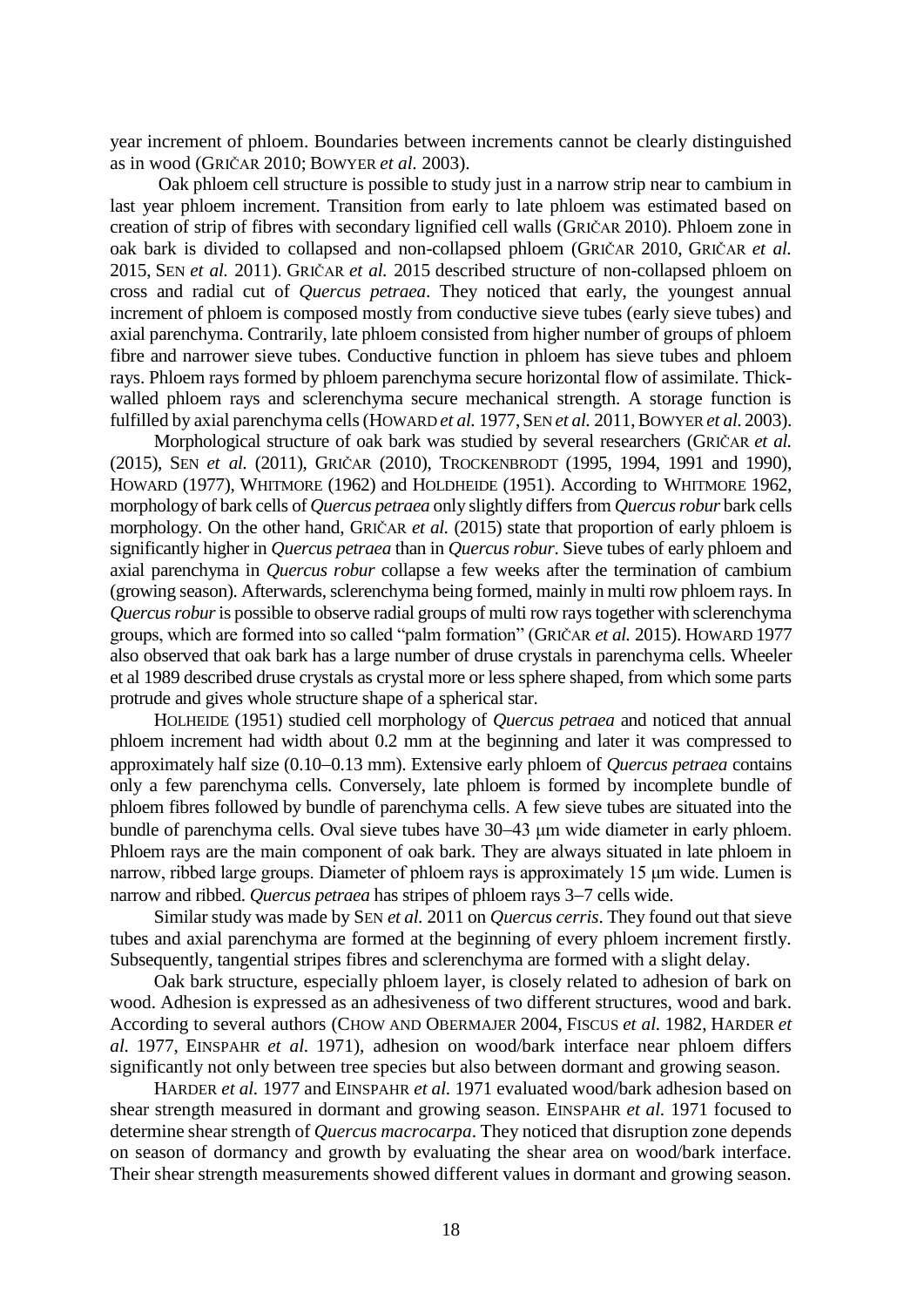year increment of phloem. Boundaries between increments cannot be clearly distinguished as in wood (GRIČAR 2010; BOWYER *et al.* 2003).

Oak phloem cell structure is possible to study just in a narrow strip near to cambium in last year phloem increment. Transition from early to late phloem was estimated based on creation of strip of fibres with secondary lignified cell walls (GRIČAR 2010). Phloem zone in oak bark is divided to collapsed and non-collapsed phloem (GRIČAR 2010, GRIČAR *et al.* 2015, SEN *et al.* 2011). GRIČAR *et al.* 2015 described structure of non-collapsed phloem on cross and radial cut of *Quercus petraea*. They noticed that early, the youngest annual increment of phloem is composed mostly from conductive sieve tubes (early sieve tubes) and axial parenchyma. Contrarily, late phloem consisted from higher number of groups of phloem fibre and narrower sieve tubes. Conductive function in phloem has sieve tubes and phloem rays. Phloem rays formed by phloem parenchyma secure horizontal flow of assimilate. Thick-walled phloem rays and sclerenchyma secure mechanical strength. A storage function is fulfilled by axial parenchyma cells (HOWARD *et al.* 1977, SEN *et al.* 2011, BOWYER *et al.* 2003).

Morphological structure of oak bark was studied by several researchers (GRIČAR *et al.* (2015), SEN *et al.* (2011), GRIČAR (2010), TROCKENBRODT (1995, 1994, 1991 and 1990), HOWARD (1977), WHITMORE (1962) and HOLDHEIDE (1951). According to WHITMORE 1962, morphology of bark cells of *Quercus petraea* only slightly differs from *Quercus robur* bark cells morphology. On the other hand, GRIČAR *et al.* (2015) state that proportion of early phloem is significantly higher in *Quercus petraea* than in *Quercus robur*. Sieve tubes of early phloem and axial parenchyma in *Quercus robur* collapse a few weeks after the termination of cambium (growing season). Afterwards, sclerenchyma being formed, mainly in multi row phloem rays. In *Quercus robur* is possible to observe radial groups of multi row rays together with sclerenchyma groups, which are formed into so called "palm formation" (GRIČAR *et al.* 2015). HOWARD 1977 also observed that oak bark has a large number of druse crystals in parenchyma cells. Wheeler et al 1989 described druse crystals as crystal more or less sphere shaped, from which some parts protrude and gives whole structure shape of a spherical star.

HOLHEIDE (1951) studied cell morphology of *Quercus petraea* and noticed that annual phloem increment had width about 0.2 mm at the beginning and later it was compressed to approximately half size (0.10–0.13 mm). Extensive early phloem of *Quercus petraea* contains only a few parenchyma cells. Conversely, late phloem is formed by incomplete bundle of phloem fibres followed by bundle of parenchyma cells. A few sieve tubes are situated into the bundle of parenchyma cells. Oval sieve tubes have 30–43 μm wide diameter in early phloem. Phloem rays are the main component of oak bark. They are always situated in late phloem in narrow, ribbed large groups. Diameter of phloem rays is approximately 15 μm wide. Lumen is narrow and ribbed. *Quercus petraea* has stripes of phloem rays 3–7 cells wide.

Similar study was made by SEN *et al.* 2011 on *Quercus cerris*. They found out that sieve tubes and axial parenchyma are formed at the beginning of every phloem increment firstly. Subsequently, tangential stripes fibres and sclerenchyma are formed with a slight delay.

Oak bark structure, especially phloem layer, is closely related to adhesion of bark on wood. Adhesion is expressed as an adhesiveness of two different structures, wood and bark. According to several authors (CHOW AND OBERMAJER 2004, FISCUS *et al.* 1982, HARDER *et al.* 1977, EINSPAHR *et al.* 1971), adhesion on wood/bark interface near phloem differs significantly not only between tree species but also between dormant and growing season.

HARDER *et al.* 1977 and EINSPAHR *et al.* 1971 evaluated wood/bark adhesion based on shear strength measured in dormant and growing season. EINSPAHR *et al.* 1971 focused to determine shear strength of *Quercus macrocarpa*. They noticed that disruption zone depends on season of dormancy and growth by evaluating the shear area on wood/bark interface. Their shear strength measurements showed different values in dormant and growing season.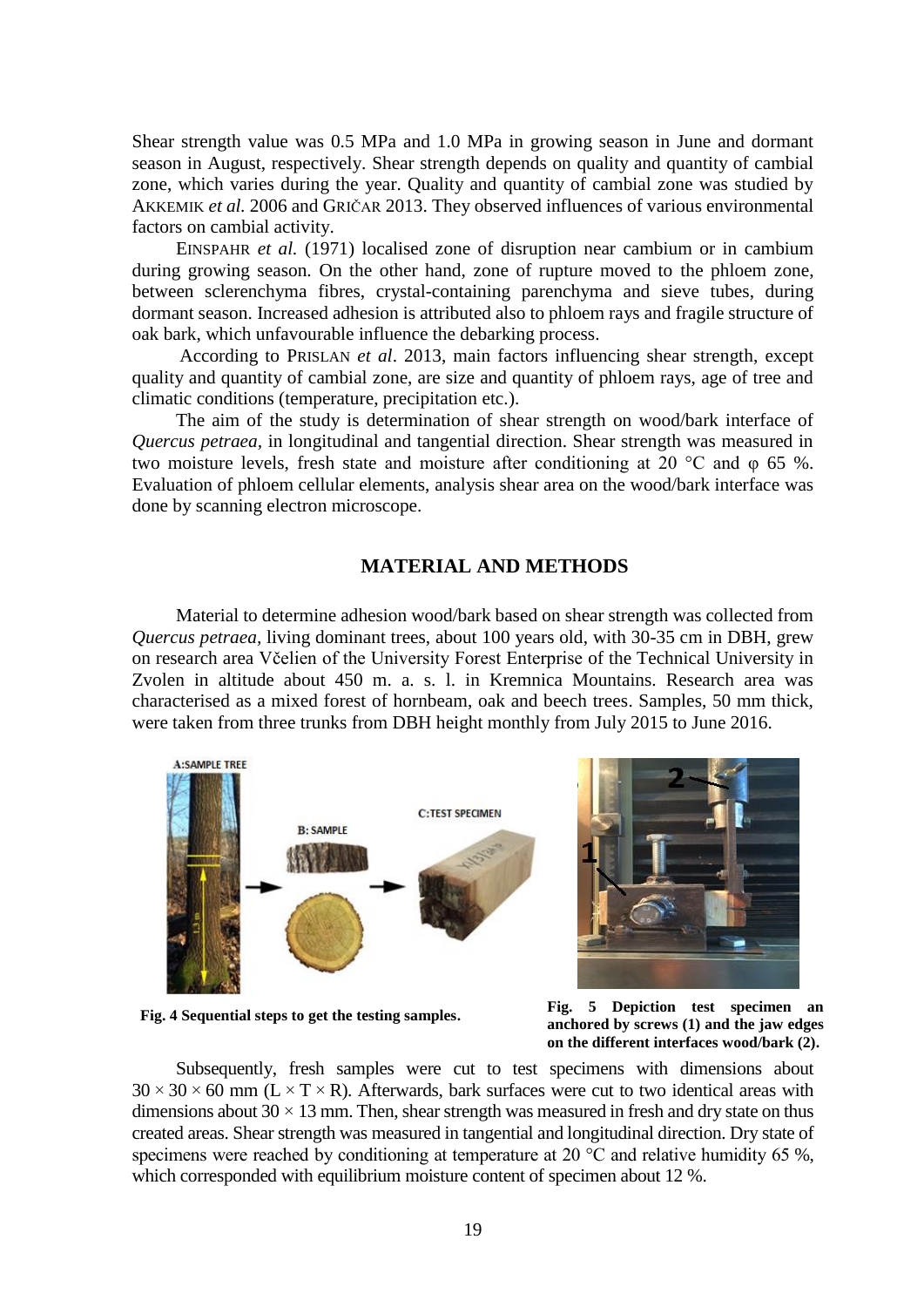Shear strength value was 0.5 MPa and 1.0 MPa in growing season in June and dormant season in August, respectively. Shear strength depends on quality and quantity of cambial zone, which varies during the year. Quality and quantity of cambial zone was studied by AKKEMIK *et al.* 2006 and GRIČAR 2013. They observed influences of various environmental factors on cambial activity.

EINSPAHR *et al.* (1971) localised zone of disruption near cambium or in cambium during growing season. On the other hand, zone of rupture moved to the phloem zone, between sclerenchyma fibres, crystal-containing parenchyma and sieve tubes, during dormant season. Increased adhesion is attributed also to phloem rays and fragile structure of oak bark, which unfavourable influence the debarking process.

According to PRISLAN *et al*. 2013, main factors influencing shear strength, except quality and quantity of cambial zone, are size and quantity of phloem rays, age of tree and climatic conditions (temperature, precipitation etc.).

The aim of the study is determination of shear strength on wood/bark interface of *Quercus petraea*, in longitudinal and tangential direction. Shear strength was measured in two moisture levels, fresh state and moisture after conditioning at 20 °C and φ 65 %. Evaluation of phloem cellular elements, analysis shear area on the wood/bark interface was done by scanning electron microscope.

## MATERIAL AND METHODS

Material to determine adhesion wood/bark based on shear strength was collected from *Quercus petraea*, living dominant trees, about 100 years old, with 30-35 cm in DBH, grew on research area Včelien of the University Forest Enterprise of the Technical University in Zvolen in altitude about 450 m. a. s. l. in Kremnica Mountains. Research area was characterised as a mixed forest of hornbeam, oak and beech trees. Samples, 50 mm thick, were taken from three trunks from DBH height monthly from July 2015 to June 2016.

**Fig. 4 Sequential steps to get the testing samples.**

**Fig. 5 Depiction test specimen an anchored by screws (1) and the jaw edges on the different interfaces wood/bark (2).**

Subsequently, fresh samples were cut to test specimens with dimensions about 30 × 30 × 60 mm (L × T × R). Afterwards, bark surfaces were cut to two identical areas with dimensions about 30 × 13 mm. Then, shear strength was measured in fresh and dry state on thus created areas. Shear strength was measured in tangential and longitudinal direction. Dry state of specimens were reached by conditioning at temperature at 20 °C and relative humidity 65 %, which corresponded with equilibrium moisture content of specimen about 12 %.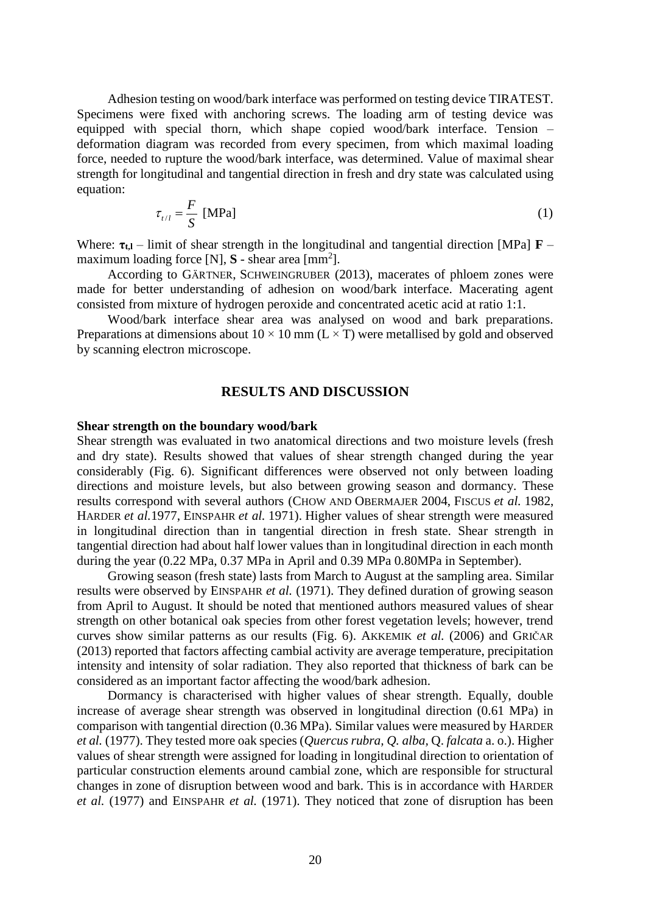Adhesion testing on wood/bark interface was performed on testing device TIRATEST. Specimens were fixed with anchoring screws. The loading arm of testing device was equipped with special thorn, which shape copied wood/bark interface. Tension – deformation diagram was recorded from every specimen, from which maximal loading force, needed to rupture the wood/bark interface, was determined. Value of maximal shear strength for longitudinal and tangential direction in fresh and dry state was calculated using equation:

$$\tau_{t/l} = \frac{F}{S} \text{ [MPa]} \tag{1}$$

Where: $\boldsymbol{\tau_{t,l}}$ – limit of shear strength in the longitudinal and tangential direction [MPa] **F** – maximum loading force [N], **S** - shear area [mm$^2$].

According to GÄRTNER, SCHWEINGRUBER (2013), macerates of phloem zones were made for better understanding of adhesion on wood/bark interface. Macerating agent consisted from mixture of hydrogen peroxide and concentrated acetic acid at ratio 1:1.

Wood/bark interface shear area was analysed on wood and bark preparations. Preparations at dimensions about 10 × 10 mm (L × T) were metallised by gold and observed by scanning electron microscope.

## RESULTS AND DISCUSSION

**Shear strength on the boundary wood/bark**

Shear strength was evaluated in two anatomical directions and two moisture levels (fresh and dry state). Results showed that values of shear strength changed during the year considerably (Fig. 6). Significant differences were observed not only between loading directions and moisture levels, but also between growing season and dormancy. These results correspond with several authors (CHOW AND OBERMAJER 2004, FISCUS *et al.* 1982, HARDER *et al.*1977, EINSPAHR *et al.* 1971). Higher values of shear strength were measured in longitudinal direction than in tangential direction in fresh state. Shear strength in tangential direction had about half lower values than in longitudinal direction in each month during the year (0.22 MPa, 0.37 MPa in April and 0.39 MPa 0.80MPa in September).

Growing season (fresh state) lasts from March to August at the sampling area. Similar results were observed by EINSPAHR *et al.* (1971). They defined duration of growing season from April to August. It should be noted that mentioned authors measured values of shear strength on other botanical oak species from other forest vegetation levels; however, trend curves show similar patterns as our results (Fig. 6). AKKEMIK *et al.* (2006) and GRIČAR (2013) reported that factors affecting cambial activity are average temperature, precipitation intensity and intensity of solar radiation. They also reported that thickness of bark can be considered as an important factor affecting the wood/bark adhesion.

Dormancy is characterised with higher values of shear strength. Equally, double increase of average shear strength was observed in longitudinal direction (0.61 MPa) in comparison with tangential direction (0.36 MPa). Similar values were measured by HARDER *et al.* (1977). They tested more oak species (*Quercus rubra*, *Q. alba*, Q. *falcata* a. o.). Higher values of shear strength were assigned for loading in longitudinal direction to orientation of particular construction elements around cambial zone, which are responsible for structural changes in zone of disruption between wood and bark. This is in accordance with HARDER *et al.* (1977) and EINSPAHR *et al.* (1971). They noticed that zone of disruption has been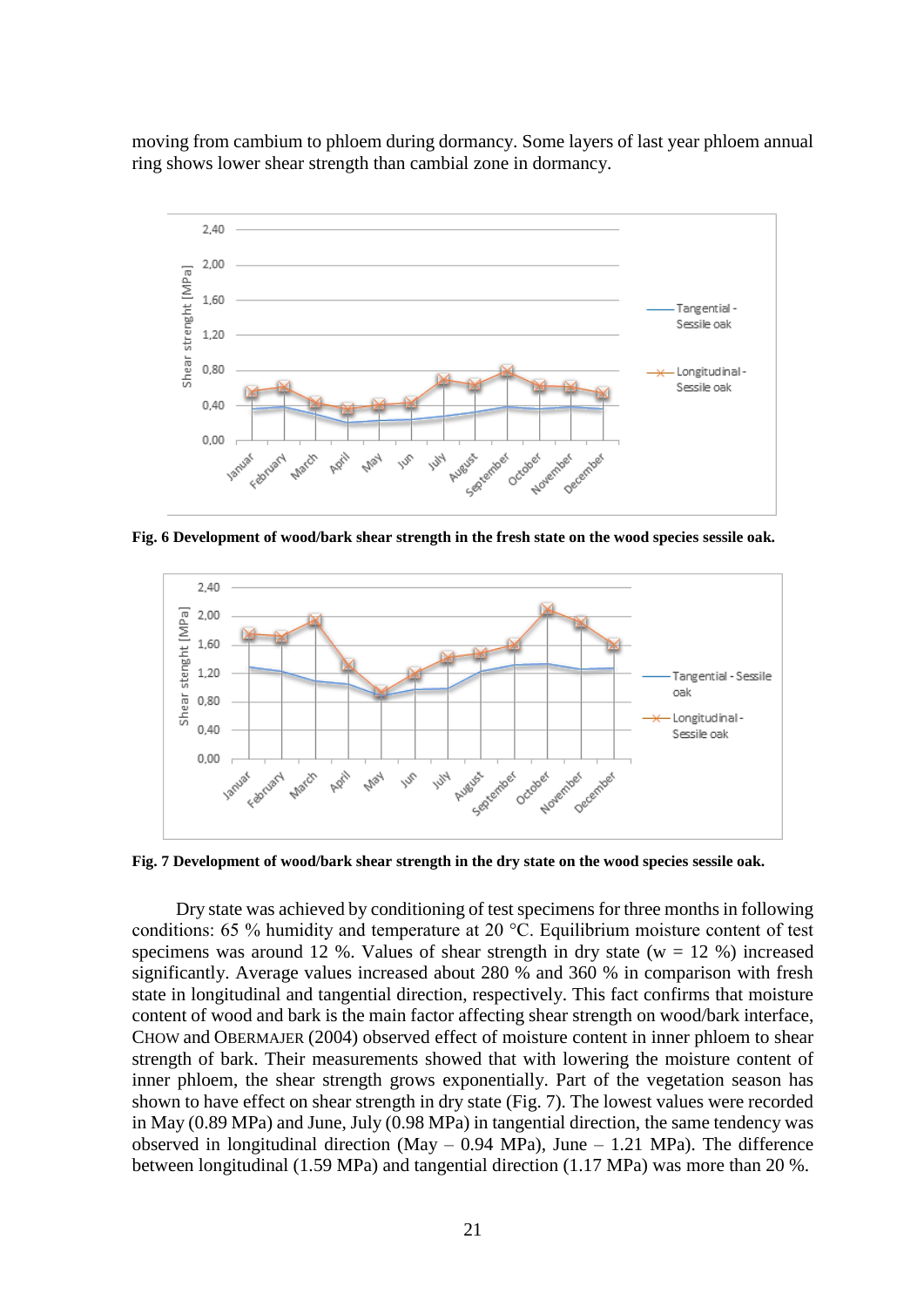moving from cambium to phloem during dormancy. Some layers of last year phloem annual ring shows lower shear strength than cambial zone in dormancy.

**Fig. 6 Development of wood/bark shear strength in the fresh state on the wood species sessile oak.**

**Fig. 7 Development of wood/bark shear strength in the dry state on the wood species sessile oak.**

Dry state was achieved by conditioning of test specimens for three months in following conditions: 65 % humidity and temperature at 20 °C. Equilibrium moisture content of test specimens was around 12 %. Values of shear strength in dry state (w = 12 %) increased significantly. Average values increased about 280 % and 360 % in comparison with fresh state in longitudinal and tangential direction, respectively. This fact confirms that moisture content of wood and bark is the main factor affecting shear strength on wood/bark interface, CHOW and OBERMAJER (2004) observed effect of moisture content in inner phloem to shear strength of bark. Their measurements showed that with lowering the moisture content of inner phloem, the shear strength grows exponentially. Part of the vegetation season has shown to have effect on shear strength in dry state (Fig. 7). The lowest values were recorded in May (0.89 MPa) and June, July (0.98 MPa) in tangential direction, the same tendency was observed in longitudinal direction (May – 0.94 MPa), June – 1.21 MPa). The difference between longitudinal (1.59 MPa) and tangential direction (1.17 MPa) was more than 20 %.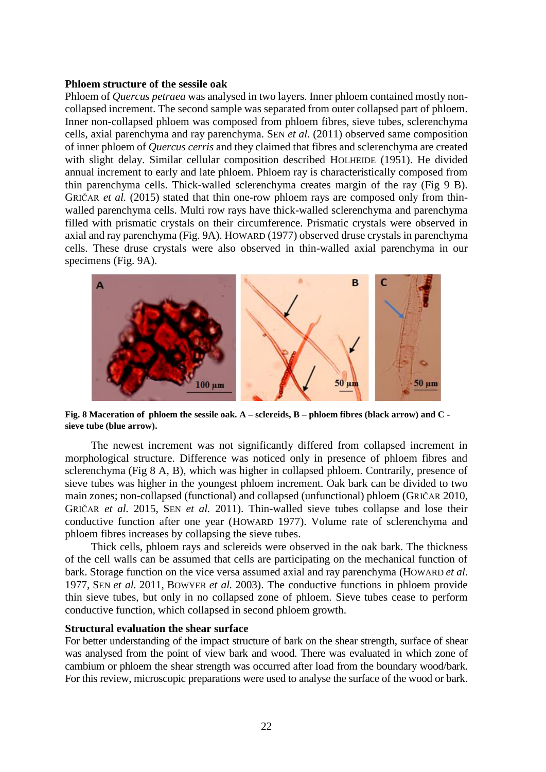**Phloem structure of the sessile oak**

Phloem of *Quercus petraea* was analysed in two layers. Inner phloem contained mostly non-collapsed increment. The second sample was separated from outer collapsed part of phloem. Inner non-collapsed phloem was composed from phloem fibres, sieve tubes, sclerenchyma cells, axial parenchyma and ray parenchyma. SEN *et al.* (2011) observed same composition of inner phloem of *Quercus cerris* and they claimed that fibres and sclerenchyma are created with slight delay. Similar cellular composition described HOLHEIDE (1951). He divided annual increment to early and late phloem. Phloem ray is characteristically composed from thin parenchyma cells. Thick-walled sclerenchyma creates margin of the ray (Fig 9 B). GRIČAR *et al.* (2015) stated that thin one-row phloem rays are composed only from thin-walled parenchyma cells. Multi row rays have thick-walled sclerenchyma and parenchyma filled with prismatic crystals on their circumference. Prismatic crystals were observed in axial and ray parenchyma (Fig. 9A). HOWARD (1977) observed druse crystals in parenchyma cells. These druse crystals were also observed in thin-walled axial parenchyma in our specimens (Fig. 9A).

**Fig. 8 Maceration of phloem the sessile oak. A – sclereids, B – phloem fibres (black arrow) and C - sieve tube (blue arrow).**

The newest increment was not significantly differed from collapsed increment in morphological structure. Difference was noticed only in presence of phloem fibres and sclerenchyma (Fig 8 A, B), which was higher in collapsed phloem. Contrarily, presence of sieve tubes was higher in the youngest phloem increment. Oak bark can be divided to two main zones; non-collapsed (functional) and collapsed (unfunctional) phloem (GRIČAR 2010, GRIČAR *et al.* 2015, SEN *et al.* 2011). Thin-walled sieve tubes collapse and lose their conductive function after one year (HOWARD 1977). Volume rate of sclerenchyma and phloem fibres increases by collapsing the sieve tubes.

Thick cells, phloem rays and sclereids were observed in the oak bark. The thickness of the cell walls can be assumed that cells are participating on the mechanical function of bark. Storage function on the vice versa assumed axial and ray parenchyma (HOWARD *et al.* 1977, SEN *et al.* 2011, BOWYER *et al.* 2003). The conductive functions in phloem provide thin sieve tubes, but only in no collapsed zone of phloem. Sieve tubes cease to perform conductive function, which collapsed in second phloem growth.

**Structural evaluation the shear surface**

For better understanding of the impact structure of bark on the shear strength, surface of shear was analysed from the point of view bark and wood. There was evaluated in which zone of cambium or phloem the shear strength was occurred after load from the boundary wood/bark. For this review, microscopic preparations were used to analyse the surface of the wood or bark.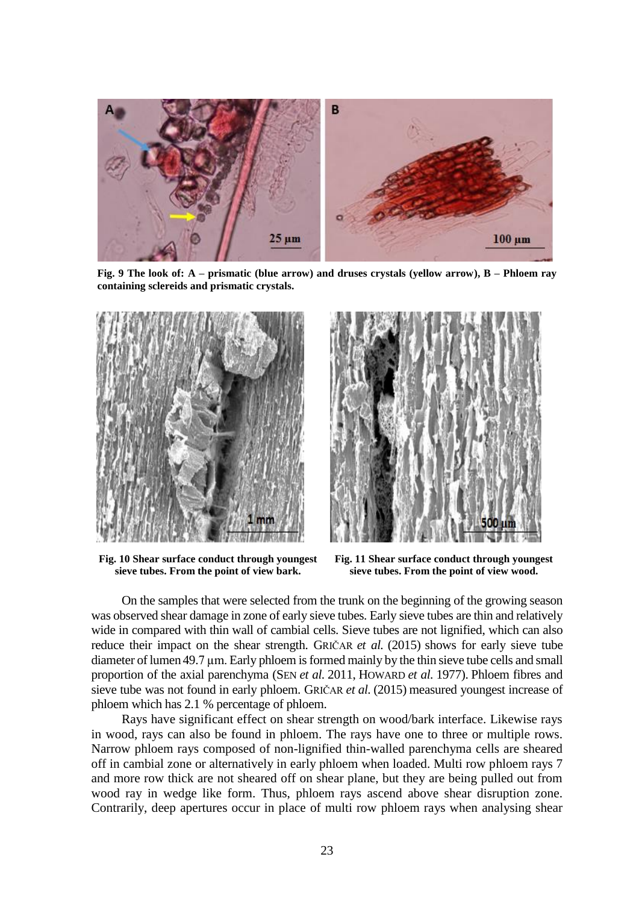**Fig. 9 The look of: A – prismatic (blue arrow) and druses crystals (yellow arrow), B – Phloem ray containing sclereids and prismatic crystals.**

**Fig. 10 Shear surface conduct through youngest sieve tubes. From the point of view bark.**

**Fig. 11 Shear surface conduct through youngest sieve tubes. From the point of view wood.**

On the samples that were selected from the trunk on the beginning of the growing season was observed shear damage in zone of early sieve tubes. Early sieve tubes are thin and relatively wide in compared with thin wall of cambial cells. Sieve tubes are not lignified, which can also reduce their impact on the shear strength. GRIČAR *et al.* (2015) shows for early sieve tube diameter of lumen 49.7 μm. Early phloem is formed mainly by the thin sieve tube cells and small proportion of the axial parenchyma (SEN *et al.* 2011, HOWARD *et al.* 1977). Phloem fibres and sieve tube was not found in early phloem. GRIČAR *et al.* (2015) measured youngest increase of phloem which has 2.1 % percentage of phloem.

Rays have significant effect on shear strength on wood/bark interface. Likewise rays in wood, rays can also be found in phloem. The rays have one to three or multiple rows. Narrow phloem rays composed of non-lignified thin-walled parenchyma cells are sheared off in cambial zone or alternatively in early phloem when loaded. Multi row phloem rays 7 and more row thick are not sheared off on shear plane, but they are being pulled out from wood ray in wedge like form. Thus, phloem rays ascend above shear disruption zone. Contrarily, deep apertures occur in place of multi row phloem rays when analysing shear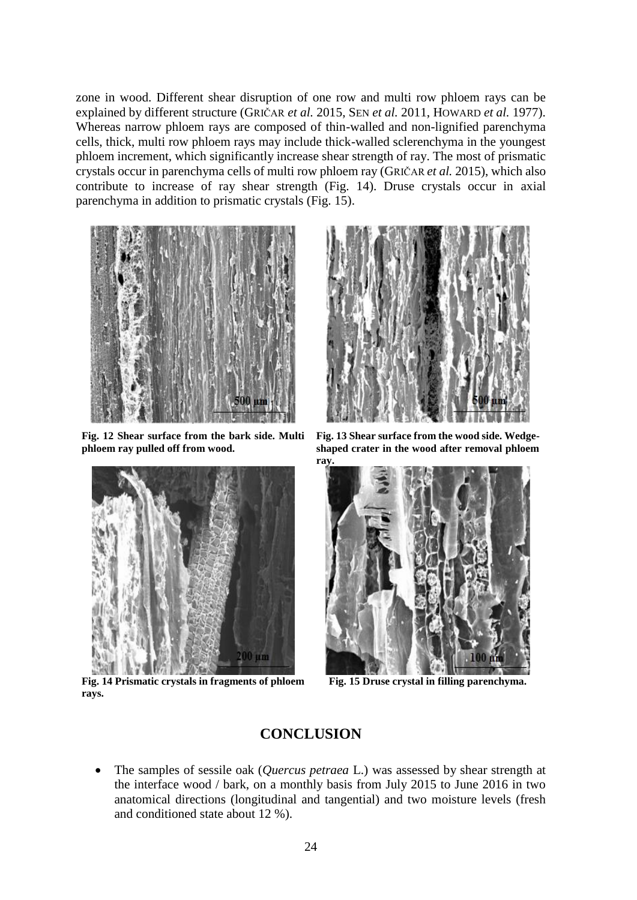zone in wood. Different shear disruption of one row and multi row phloem rays can be explained by different structure (GRIČAR *et al.* 2015, SEN *et al.* 2011, HOWARD *et al.* 1977). Whereas narrow phloem rays are composed of thin-walled and non-lignified parenchyma cells, thick, multi row phloem rays may include thick-walled sclerenchyma in the youngest phloem increment, which significantly increase shear strength of ray. The most of prismatic crystals occur in parenchyma cells of multi row phloem ray (GRIČAR *et al.* 2015), which also contribute to increase of ray shear strength (Fig. 14). Druse crystals occur in axial parenchyma in addition to prismatic crystals (Fig. 15).

**Fig. 12 Shear surface from the bark side. Multi phloem ray pulled off from wood.**

**Fig. 13 Shear surface from the wood side. Wedge-shaped crater in the wood after removal phloem ray.**

**Fig. 14 Prismatic crystals in fragments of phloem rays.**

**Fig. 15 Druse crystal in filling parenchyma.**

## CONCLUSION

- The samples of sessile oak (*Quercus petraea* L.) was assessed by shear strength at the interface wood / bark, on a monthly basis from July 2015 to June 2016 in two anatomical directions (longitudinal and tangential) and two moisture levels (fresh and conditioned state about 12 %).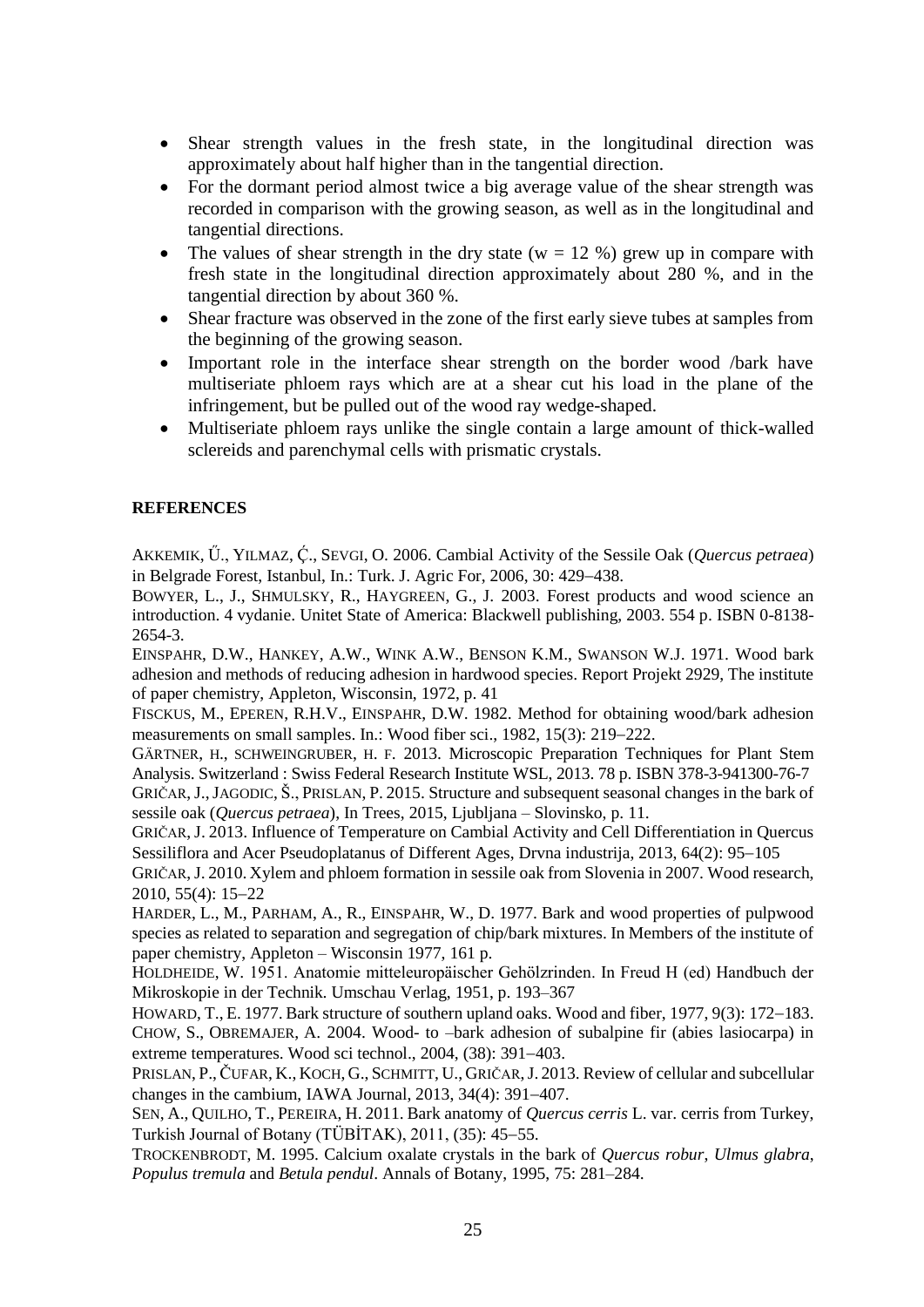- Shear strength values in the fresh state, in the longitudinal direction was approximately about half higher than in the tangential direction.
- For the dormant period almost twice a big average value of the shear strength was recorded in comparison with the growing season, as well as in the longitudinal and tangential directions.
- The values of shear strength in the dry state (w = 12 %) grew up in compare with fresh state in the longitudinal direction approximately about 280 %, and in the tangential direction by about 360 %.
- Shear fracture was observed in the zone of the first early sieve tubes at samples from the beginning of the growing season.
- Important role in the interface shear strength on the border wood /bark have multiseriate phloem rays which are at a shear cut his load in the plane of the infringement, but be pulled out of the wood ray wedge-shaped.
- Multiseriate phloem rays unlike the single contain a large amount of thick-walled sclereids and parenchymal cells with prismatic crystals.

**REFERENCES**

AKKEMIK, Ű., YILMAZ, Ç., SEVGI, O. 2006. Cambial Activity of the Sessile Oak (*Quercus petraea*) in Belgrade Forest, Istanbul, In.: Turk. J. Agric For, 2006, 30: 429–438.

BOWYER, L., J., SHMULSKY, R., HAYGREEN, G., J. 2003. Forest products and wood science an introduction. 4 vydanie. Unitet State of America: Blackwell publishing, 2003. 554 p. ISBN 0-8138-2654-3.

EINSPAHR, D.W., HANKEY, A.W., WINK A.W., BENSON K.M., SWANSON W.J. 1971. Wood bark adhesion and methods of reducing adhesion in hardwood species. Report Projekt 2929, The institute of paper chemistry, Appleton, Wisconsin, 1972, p. 41

FISCKUS, M., EPEREN, R.H.V., EINSPAHR, D.W. 1982. Method for obtaining wood/bark adhesion measurements on small samples. In.: Wood fiber sci., 1982, 15(3): 219–222.

GÄRTNER, H., SCHWEINGRUBER, H. F. 2013. Microscopic Preparation Techniques for Plant Stem Analysis. Switzerland : Swiss Federal Research Institute WSL, 2013. 78 p. ISBN 378-3-941300-76-7

GRIČAR, J., JAGODIC, Š., PRISLAN, P. 2015. Structure and subsequent seasonal changes in the bark of sessile oak (*Quercus petraea*), In Trees, 2015, Ljubljana – Slovinsko, p. 11.

GRIČAR, J. 2013. Influence of Temperature on Cambial Activity and Cell Differentiation in Quercus Sessiliflora and Acer Pseudoplatanus of Different Ages, Drvna industrija, 2013, 64(2): 95–105

GRIČAR, J. 2010. Xylem and phloem formation in sessile oak from Slovenia in 2007. Wood research, 2010, 55(4): 15–22

HARDER, L., M., PARHAM, A., R., EINSPAHR, W., D. 1977. Bark and wood properties of pulpwood species as related to separation and segregation of chip/bark mixtures. In Members of the institute of paper chemistry, Appleton – Wisconsin 1977, 161 p.

HOLDHEIDE, W. 1951. Anatomie mitteleuropäischer Gehölzrinden. In Freud H (ed) Handbuch der Mikroskopie in der Technik. Umschau Verlag, 1951, p. 193–367

HOWARD, T., E. 1977. Bark structure of southern upland oaks. Wood and fiber, 1977, 9(3): 172–183.

CHOW, S., OBREMAJER, A. 2004. Wood- to –bark adhesion of subalpine fir (abies lasiocarpa) in extreme temperatures. Wood sci technol., 2004, (38): 391–403.

PRISLAN, P., ČUFAR, K., KOCH, G., SCHMITT, U., GRIČAR, J. 2013. Review of cellular and subcellular changes in the cambium, IAWA Journal, 2013, 34(4): 391–407.

SEN, A., QUILHO, T., PEREIRA, H. 2011. Bark anatomy of *Quercus cerris* L. var. cerris from Turkey, Turkish Journal of Botany (TÜBİTAK), 2011, (35): 45–55.

TROCKENBRODT, M. 1995. Calcium oxalate crystals in the bark of *Quercus robur*, *Ulmus glabra*, *Populus tremula* and *Betula pendul*. Annals of Botany, 1995, 75: 281–284.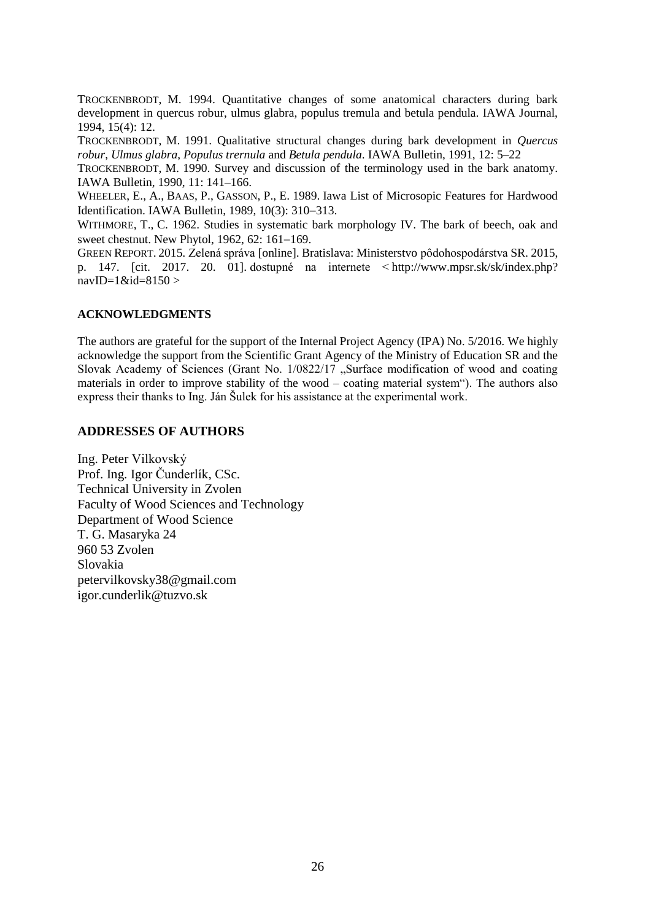TROCKENBRODT, M. 1994. Quantitative changes of some anatomical characters during bark development in quercus robur, ulmus glabra, populus tremula and betula pendula. IAWA Journal, 1994, 15(4): 12.

TROCKENBRODT, M. 1991. Qualitative structural changes during bark development in *Quercus robur*, *Ulmus glabra*, *Populus trernula* and *Betula pendula*. IAWA Bulletin, 1991, 12: 5–22

TROCKENBRODT, M. 1990. Survey and discussion of the terminology used in the bark anatomy. IAWA Bulletin, 1990, 11: 141–166.

WHEELER, E., A., BAAS, P., GASSON, P., E. 1989. Iawa List of Microsopic Features for Hardwood Identification. IAWA Bulletin, 1989, 10(3): 310–313.

WITHMORE, T., C. 1962. Studies in systematic bark morphology IV. The bark of beech, oak and sweet chestnut. New Phytol, 1962, 62: 161–169.

GREEN REPORT. 2015. Zelená správa [online]. Bratislava: Ministerstvo pôdohospodárstva SR. 2015, p. 147. [cit. 2017. 20. 01]. dostupné na internete < http://www.mpsr.sk/sk/index.php?navID=1&id=8150 >

## ACKNOWLEDGMENTS

The authors are grateful for the support of the Internal Project Agency (IPA) No. 5/2016. We highly acknowledge the support from the Scientific Grant Agency of the Ministry of Education SR and the Slovak Academy of Sciences (Grant No. 1/0822/17 „Surface modification of wood and coating materials in order to improve stability of the wood – coating material system"). The authors also express their thanks to Ing. Ján Šulek for his assistance at the experimental work.

## ADDRESSES OF AUTHORS

Ing. Peter Vilkovský
Prof. Ing. Igor Čunderlík, CSc.
Technical University in Zvolen
Faculty of Wood Sciences and Technology
Department of Wood Science
T. G. Masaryka 24
960 53 Zvolen
Slovakia
petervilkovsky38@gmail.com
igor.cunderlik@tuzvo.sk